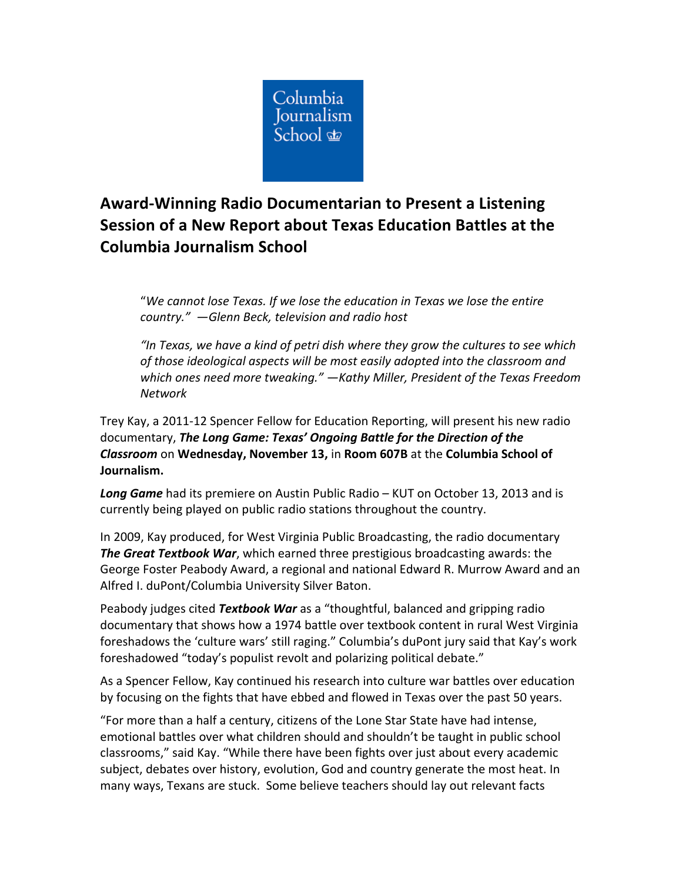Columbia Journalism School

# Award-Winning Radio Documentarian to Present a Listening Session of a New Report about Texas Education Battles at the Columbia Journalism School

> "*We cannot lose Texas. If we lose the education in Texas we lose the entire country." —Glenn Beck, television and radio host*
>
> *"In Texas, we have a kind of petri dish where they grow the cultures to see which of those ideological aspects will be most easily adopted into the classroom and which ones need more tweaking." —Kathy Miller, President of the Texas Freedom Network*

Trey Kay, a 2011-12 Spencer Fellow for Education Reporting, will present his new radio documentary, ***The Long Game: Texas' Ongoing Battle for the Direction of the Classroom*** on **Wednesday, November 13,** in **Room 607B** at the **Columbia School of Journalism.**

***Long Game*** had its premiere on Austin Public Radio – KUT on October 13, 2013 and is currently being played on public radio stations throughout the country.

In 2009, Kay produced, for West Virginia Public Broadcasting, the radio documentary ***The Great Textbook War***, which earned three prestigious broadcasting awards: the George Foster Peabody Award, a regional and national Edward R. Murrow Award and an Alfred I. duPont/Columbia University Silver Baton.

Peabody judges cited ***Textbook War*** as a "thoughtful, balanced and gripping radio documentary that shows how a 1974 battle over textbook content in rural West Virginia foreshadows the 'culture wars' still raging." Columbia's duPont jury said that Kay's work foreshadowed "today's populist revolt and polarizing political debate."

As a Spencer Fellow, Kay continued his research into culture war battles over education by focusing on the fights that have ebbed and flowed in Texas over the past 50 years.

"For more than a half a century, citizens of the Lone Star State have had intense, emotional battles over what children should and shouldn't be taught in public school classrooms," said Kay. "While there have been fights over just about every academic subject, debates over history, evolution, God and country generate the most heat. In many ways, Texans are stuck. Some believe teachers should lay out relevant facts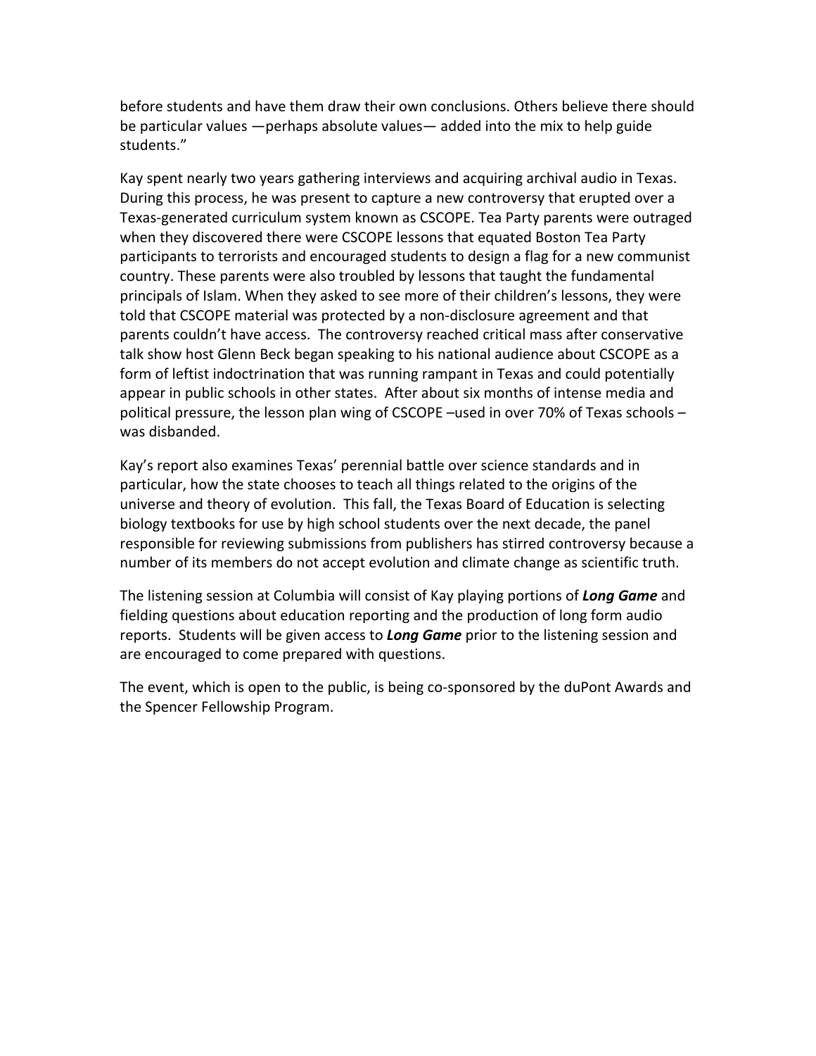before students and have them draw their own conclusions. Others believe there should be particular values —perhaps absolute values— added into the mix to help guide students."

Kay spent nearly two years gathering interviews and acquiring archival audio in Texas. During this process, he was present to capture a new controversy that erupted over a Texas-generated curriculum system known as CSCOPE. Tea Party parents were outraged when they discovered there were CSCOPE lessons that equated Boston Tea Party participants to terrorists and encouraged students to design a flag for a new communist country. These parents were also troubled by lessons that taught the fundamental principals of Islam. When they asked to see more of their children's lessons, they were told that CSCOPE material was protected by a non-disclosure agreement and that parents couldn't have access. The controversy reached critical mass after conservative talk show host Glenn Beck began speaking to his national audience about CSCOPE as a form of leftist indoctrination that was running rampant in Texas and could potentially appear in public schools in other states. After about six months of intense media and political pressure, the lesson plan wing of CSCOPE –used in over 70% of Texas schools –was disbanded.

Kay's report also examines Texas' perennial battle over science standards and in particular, how the state chooses to teach all things related to the origins of the universe and theory of evolution. This fall, the Texas Board of Education is selecting biology textbooks for use by high school students over the next decade, the panel responsible for reviewing submissions from publishers has stirred controversy because a number of its members do not accept evolution and climate change as scientific truth.

The listening session at Columbia will consist of Kay playing portions of ***Long Game*** and fielding questions about education reporting and the production of long form audio reports. Students will be given access to ***Long Game*** prior to the listening session and are encouraged to come prepared with questions.

The event, which is open to the public, is being co-sponsored by the duPont Awards and the Spencer Fellowship Program.